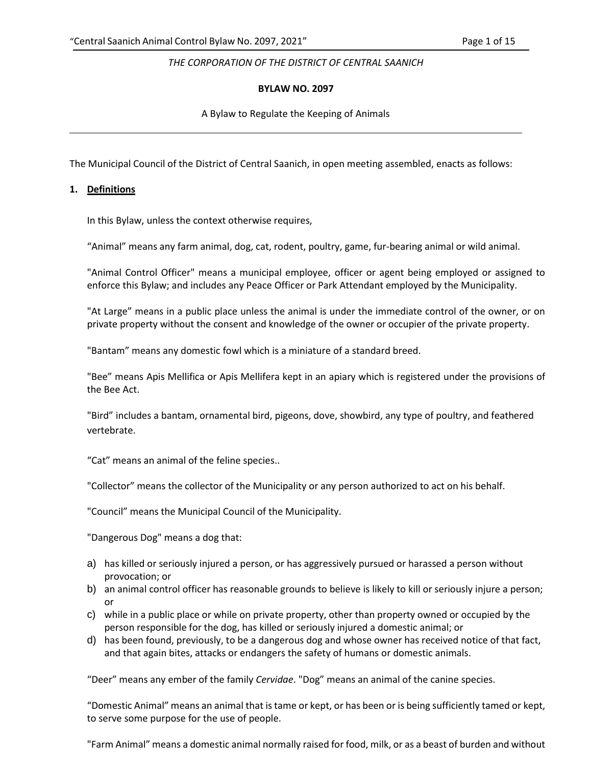THE CORPORATION OF THE DISTRICT OF CENTRAL SAANICH

**BYLAW NO. 2097**

A Bylaw to Regulate the Keeping of Animals

---

The Municipal Council of the District of Central Saanich, in open meeting assembled, enacts as follows:

## 1. Definitions

In this Bylaw, unless the context otherwise requires,

"Animal" means any farm animal, dog, cat, rodent, poultry, game, fur-bearing animal or wild animal.

"Animal Control Officer" means a municipal employee, officer or agent being employed or assigned to enforce this Bylaw; and includes any Peace Officer or Park Attendant employed by the Municipality.

"At Large" means in a public place unless the animal is under the immediate control of the owner, or on private property without the consent and knowledge of the owner or occupier of the private property.

"Bantam" means any domestic fowl which is a miniature of a standard breed.

"Bee" means Apis Mellifica or Apis Mellifera kept in an apiary which is registered under the provisions of the Bee Act.

"Bird" includes a bantam, ornamental bird, pigeons, dove, showbird, any type of poultry, and feathered vertebrate.

"Cat" means an animal of the feline species..

"Collector" means the collector of the Municipality or any person authorized to act on his behalf.

"Council" means the Municipal Council of the Municipality.

"Dangerous Dog" means a dog that:

a) has killed or seriously injured a person, or has aggressively pursued or harassed a person without provocation; or
b) an animal control officer has reasonable grounds to believe is likely to kill or seriously injure a person; or
c) while in a public place or while on private property, other than property owned or occupied by the person responsible for the dog, has killed or seriously injured a domestic animal; or
d) has been found, previously, to be a dangerous dog and whose owner has received notice of that fact, and that again bites, attacks or endangers the safety of humans or domestic animals.

"Deer" means any ember of the family *Cervidae*. "Dog" means an animal of the canine species.

"Domestic Animal" means an animal that is tame or kept, or has been or is being sufficiently tamed or kept, to serve some purpose for the use of people.

"Farm Animal" means a domestic animal normally raised for food, milk, or as a beast of burden and without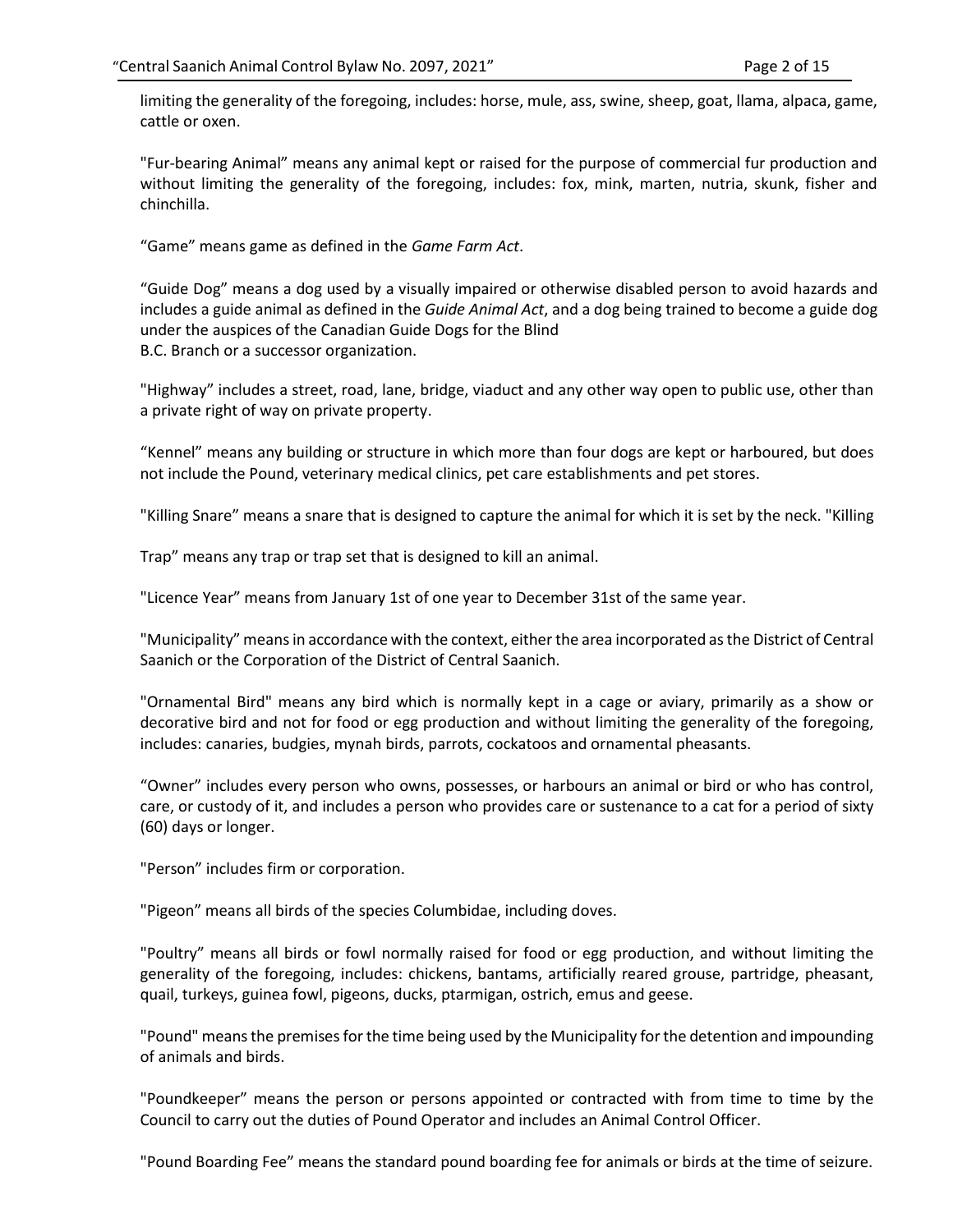limiting the generality of the foregoing, includes: horse, mule, ass, swine, sheep, goat, llama, alpaca, game, cattle or oxen.

"Fur-bearing Animal" means any animal kept or raised for the purpose of commercial fur production and without limiting the generality of the foregoing, includes: fox, mink, marten, nutria, skunk, fisher and chinchilla.

"Game" means game as defined in the *Game Farm Act*.

"Guide Dog" means a dog used by a visually impaired or otherwise disabled person to avoid hazards and includes a guide animal as defined in the *Guide Animal Act*, and a dog being trained to become a guide dog under the auspices of the Canadian Guide Dogs for the Blind B.C. Branch or a successor organization.

"Highway" includes a street, road, lane, bridge, viaduct and any other way open to public use, other than a private right of way on private property.

"Kennel" means any building or structure in which more than four dogs are kept or harboured, but does not include the Pound, veterinary medical clinics, pet care establishments and pet stores.

"Killing Snare" means a snare that is designed to capture the animal for which it is set by the neck.

"Killing Trap" means any trap or trap set that is designed to kill an animal.

"Licence Year" means from January 1st of one year to December 31st of the same year.

"Municipality" means in accordance with the context, either the area incorporated as the District of Central Saanich or the Corporation of the District of Central Saanich.

"Ornamental Bird" means any bird which is normally kept in a cage or aviary, primarily as a show or decorative bird and not for food or egg production and without limiting the generality of the foregoing, includes: canaries, budgies, mynah birds, parrots, cockatoos and ornamental pheasants.

"Owner" includes every person who owns, possesses, or harbours an animal or bird or who has control, care, or custody of it, and includes a person who provides care or sustenance to a cat for a period of sixty (60) days or longer.

"Person" includes firm or corporation.

"Pigeon" means all birds of the species Columbidae, including doves.

"Poultry" means all birds or fowl normally raised for food or egg production, and without limiting the generality of the foregoing, includes: chickens, bantams, artificially reared grouse, partridge, pheasant, quail, turkeys, guinea fowl, pigeons, ducks, ptarmigan, ostrich, emus and geese.

"Pound" means the premises for the time being used by the Municipality for the detention and impounding of animals and birds.

"Poundkeeper" means the person or persons appointed or contracted with from time to time by the Council to carry out the duties of Pound Operator and includes an Animal Control Officer.

"Pound Boarding Fee" means the standard pound boarding fee for animals or birds at the time of seizure.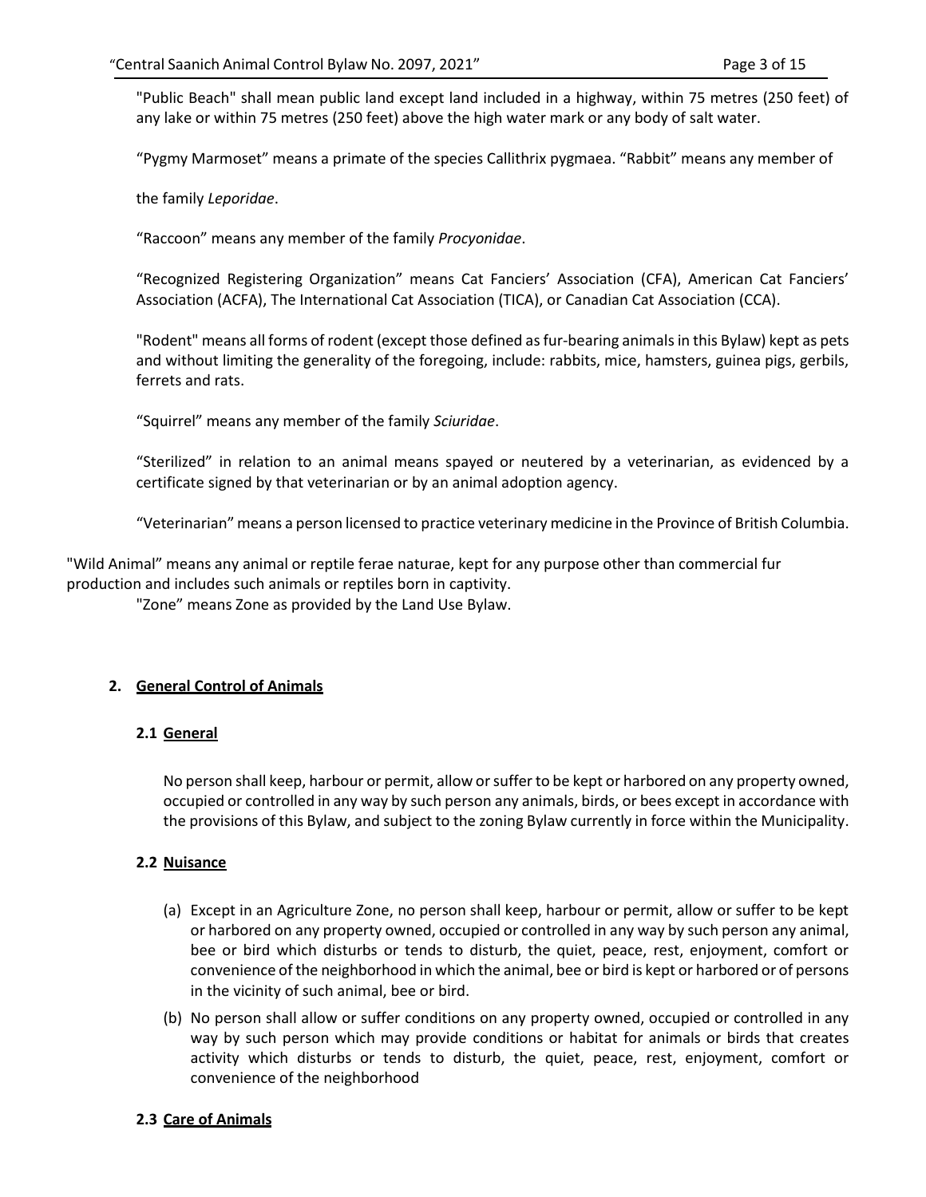"Public Beach" shall mean public land except land included in a highway, within 75 metres (250 feet) of any lake or within 75 metres (250 feet) above the high water mark or any body of salt water.

"Pygmy Marmoset" means a primate of the species Callithrix pygmaea.

"Rabbit" means any member of the family *Leporidae*.

"Raccoon" means any member of the family *Procyonidae*.

"Recognized Registering Organization" means Cat Fanciers' Association (CFA), American Cat Fanciers' Association (ACFA), The International Cat Association (TICA), or Canadian Cat Association (CCA).

"Rodent" means all forms of rodent (except those defined as fur-bearing animals in this Bylaw) kept as pets and without limiting the generality of the foregoing, include: rabbits, mice, hamsters, guinea pigs, gerbils, ferrets and rats.

"Squirrel" means any member of the family *Sciuridae*.

"Sterilized" in relation to an animal means spayed or neutered by a veterinarian, as evidenced by a certificate signed by that veterinarian or by an animal adoption agency.

"Veterinarian" means a person licensed to practice veterinary medicine in the Province of British Columbia.

"Wild Animal" means any animal or reptile ferae naturae, kept for any purpose other than commercial fur production and includes such animals or reptiles born in captivity.

"Zone" means Zone as provided by the Land Use Bylaw.

## 2. General Control of Animals

### 2.1 General

No person shall keep, harbour or permit, allow or suffer to be kept or harbored on any property owned, occupied or controlled in any way by such person any animals, birds, or bees except in accordance with the provisions of this Bylaw, and subject to the zoning Bylaw currently in force within the Municipality.

### 2.2 Nuisance

(a) Except in an Agriculture Zone, no person shall keep, harbour or permit, allow or suffer to be kept or harbored on any property owned, occupied or controlled in any way by such person any animal, bee or bird which disturbs or tends to disturb, the quiet, peace, rest, enjoyment, comfort or convenience of the neighborhood in which the animal, bee or bird is kept or harbored or of persons in the vicinity of such animal, bee or bird.

(b) No person shall allow or suffer conditions on any property owned, occupied or controlled in any way by such person which may provide conditions or habitat for animals or birds that creates activity which disturbs or tends to disturb, the quiet, peace, rest, enjoyment, comfort or convenience of the neighborhood

### 2.3 Care of Animals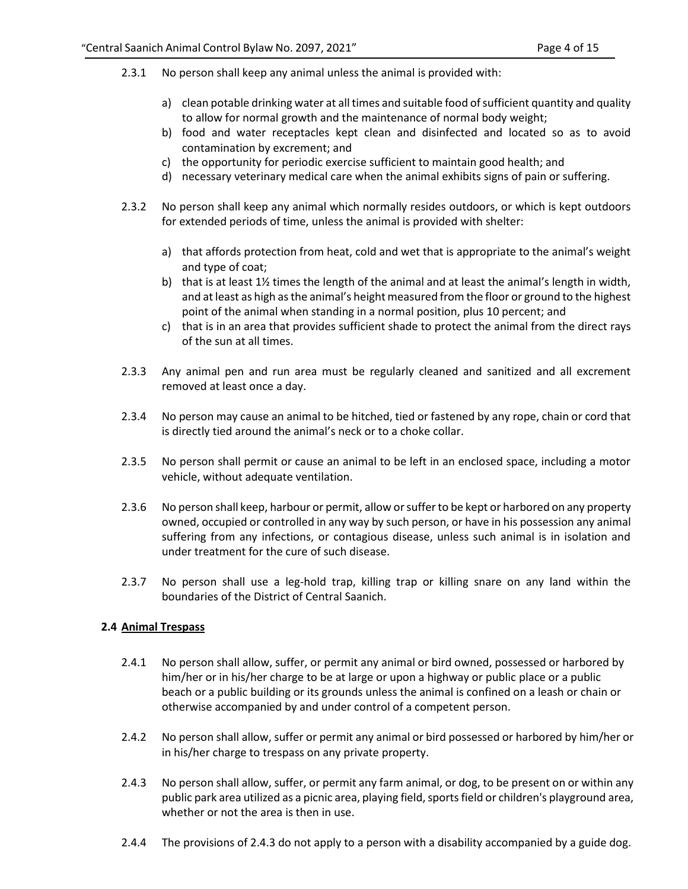2.3.1 No person shall keep any animal unless the animal is provided with:

a) clean potable drinking water at all times and suitable food of sufficient quantity and quality to allow for normal growth and the maintenance of normal body weight;
b) food and water receptacles kept clean and disinfected and located so as to avoid contamination by excrement; and
c) the opportunity for periodic exercise sufficient to maintain good health; and
d) necessary veterinary medical care when the animal exhibits signs of pain or suffering.

2.3.2 No person shall keep any animal which normally resides outdoors, or which is kept outdoors for extended periods of time, unless the animal is provided with shelter:

a) that affords protection from heat, cold and wet that is appropriate to the animal's weight and type of coat;
b) that is at least 1½ times the length of the animal and at least the animal's length in width, and at least as high as the animal's height measured from the floor or ground to the highest point of the animal when standing in a normal position, plus 10 percent; and
c) that is in an area that provides sufficient shade to protect the animal from the direct rays of the sun at all times.

2.3.3 Any animal pen and run area must be regularly cleaned and sanitized and all excrement removed at least once a day.

2.3.4 No person may cause an animal to be hitched, tied or fastened by any rope, chain or cord that is directly tied around the animal's neck or to a choke collar.

2.3.5 No person shall permit or cause an animal to be left in an enclosed space, including a motor vehicle, without adequate ventilation.

2.3.6 No person shall keep, harbour or permit, allow or suffer to be kept or harbored on any property owned, occupied or controlled in any way by such person, or have in his possession any animal suffering from any infections, or contagious disease, unless such animal is in isolation and under treatment for the cure of such disease.

2.3.7 No person shall use a leg-hold trap, killing trap or killing snare on any land within the boundaries of the District of Central Saanich.

### 2.4 Animal Trespass

2.4.1 No person shall allow, suffer, or permit any animal or bird owned, possessed or harbored by him/her or in his/her charge to be at large or upon a highway or public place or a public beach or a public building or its grounds unless the animal is confined on a leash or chain or otherwise accompanied by and under control of a competent person.

2.4.2 No person shall allow, suffer or permit any animal or bird possessed or harbored by him/her or in his/her charge to trespass on any private property.

2.4.3 No person shall allow, suffer, or permit any farm animal, or dog, to be present on or within any public park area utilized as a picnic area, playing field, sports field or children's playground area, whether or not the area is then in use.

2.4.4 The provisions of 2.4.3 do not apply to a person with a disability accompanied by a guide dog.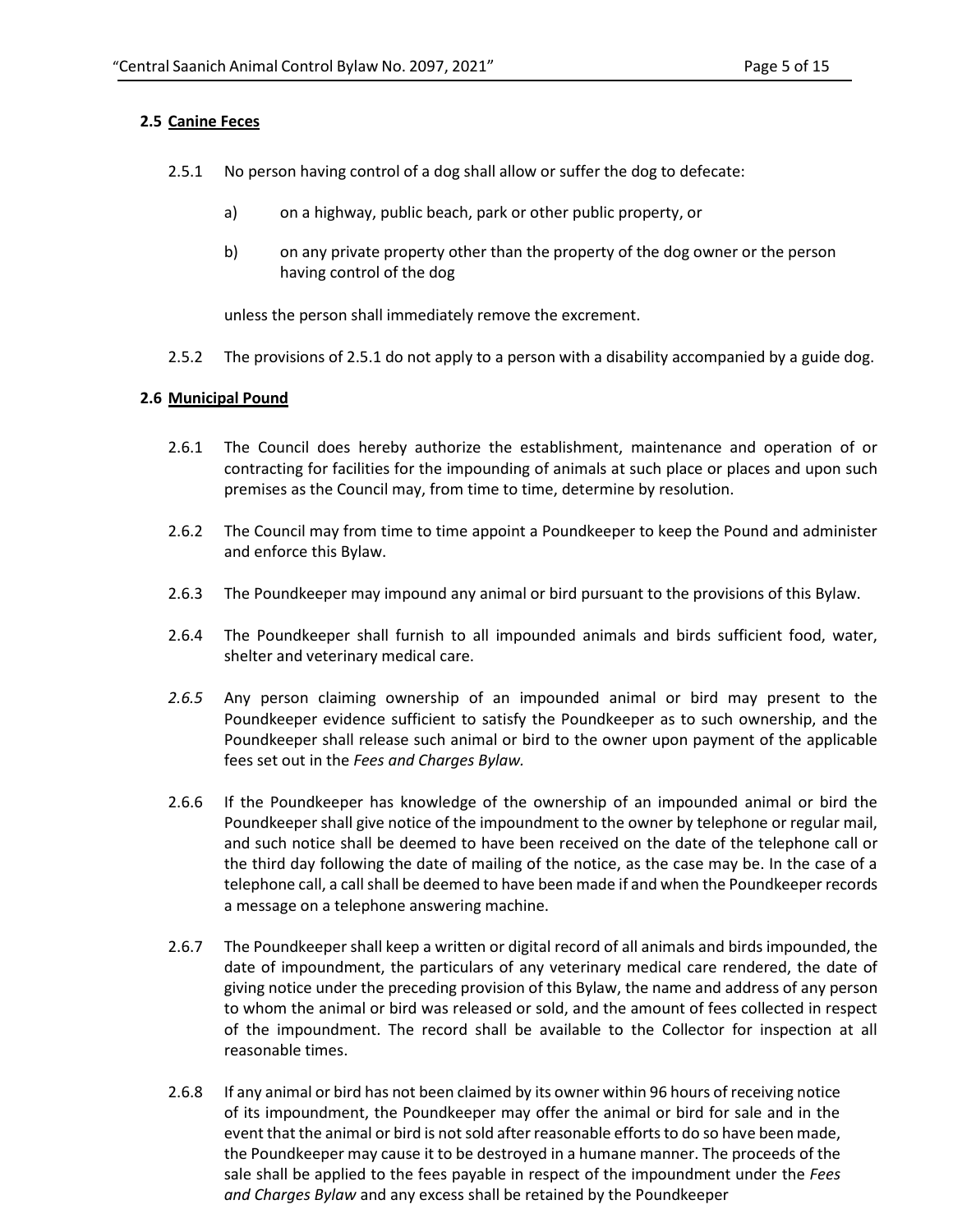### 2.5 Canine Feces

2.5.1 No person having control of a dog shall allow or suffer the dog to defecate:

a) on a highway, public beach, park or other public property, or

b) on any private property other than the property of the dog owner or the person having control of the dog

unless the person shall immediately remove the excrement.

2.5.2 The provisions of 2.5.1 do not apply to a person with a disability accompanied by a guide dog.

### 2.6 Municipal Pound

2.6.1 The Council does hereby authorize the establishment, maintenance and operation of or contracting for facilities for the impounding of animals at such place or places and upon such premises as the Council may, from time to time, determine by resolution.

2.6.2 The Council may from time to time appoint a Poundkeeper to keep the Pound and administer and enforce this Bylaw.

2.6.3 The Poundkeeper may impound any animal or bird pursuant to the provisions of this Bylaw.

2.6.4 The Poundkeeper shall furnish to all impounded animals and birds sufficient food, water, shelter and veterinary medical care.

*2.6.5* Any person claiming ownership of an impounded animal or bird may present to the Poundkeeper evidence sufficient to satisfy the Poundkeeper as to such ownership, and the Poundkeeper shall release such animal or bird to the owner upon payment of the applicable fees set out in the *Fees and Charges Bylaw.*

2.6.6 If the Poundkeeper has knowledge of the ownership of an impounded animal or bird the Poundkeeper shall give notice of the impoundment to the owner by telephone or regular mail, and such notice shall be deemed to have been received on the date of the telephone call or the third day following the date of mailing of the notice, as the case may be. In the case of a telephone call, a call shall be deemed to have been made if and when the Poundkeeper records a message on a telephone answering machine.

2.6.7 The Poundkeeper shall keep a written or digital record of all animals and birds impounded, the date of impoundment, the particulars of any veterinary medical care rendered, the date of giving notice under the preceding provision of this Bylaw, the name and address of any person to whom the animal or bird was released or sold, and the amount of fees collected in respect of the impoundment. The record shall be available to the Collector for inspection at all reasonable times.

2.6.8 If any animal or bird has not been claimed by its owner within 96 hours of receiving notice of its impoundment, the Poundkeeper may offer the animal or bird for sale and in the event that the animal or bird is not sold after reasonable efforts to do so have been made, the Poundkeeper may cause it to be destroyed in a humane manner. The proceeds of the sale shall be applied to the fees payable in respect of the impoundment under the *Fees and Charges Bylaw* and any excess shall be retained by the Poundkeeper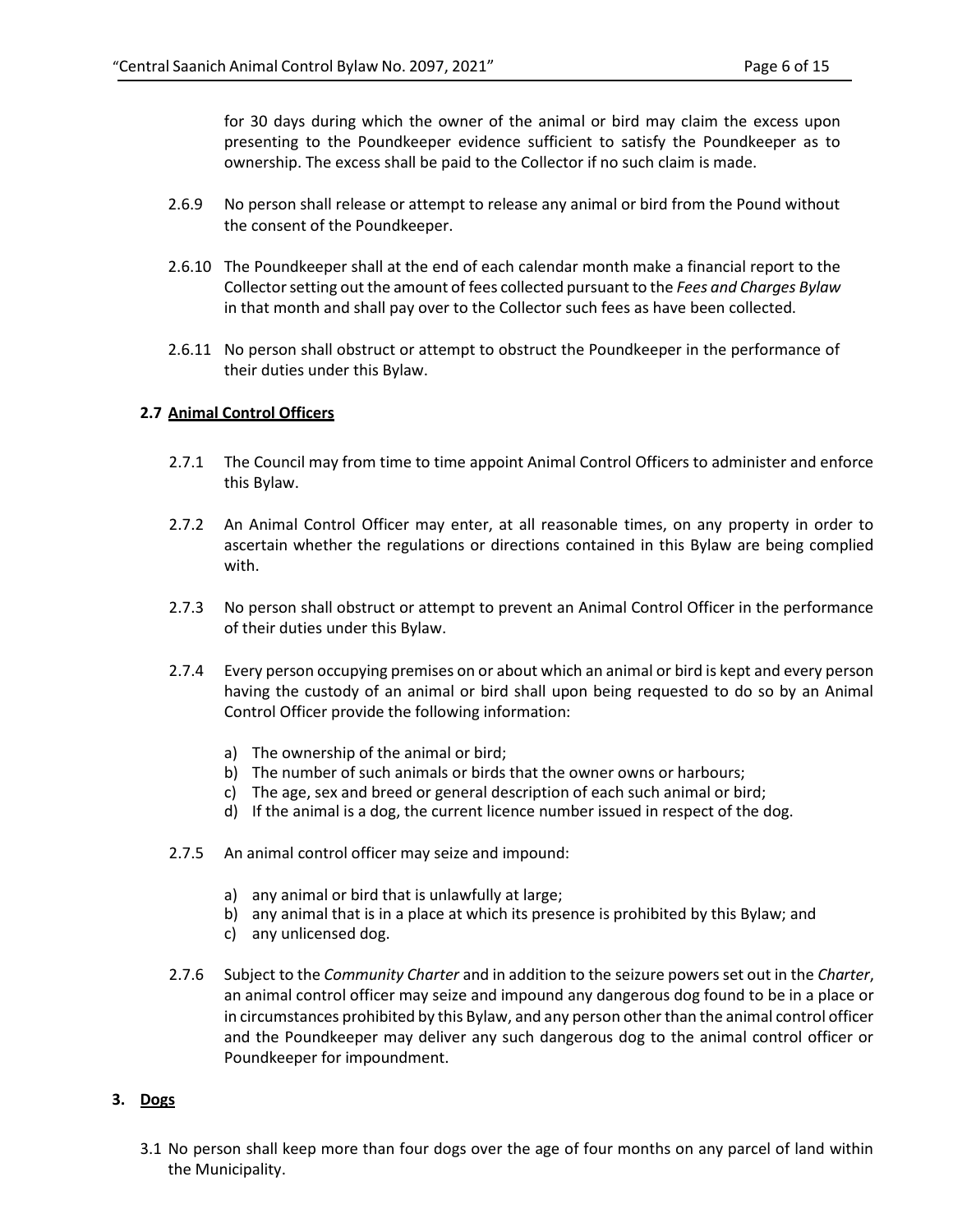for 30 days during which the owner of the animal or bird may claim the excess upon presenting to the Poundkeeper evidence sufficient to satisfy the Poundkeeper as to ownership. The excess shall be paid to the Collector if no such claim is made.

2.6.9 No person shall release or attempt to release any animal or bird from the Pound without the consent of the Poundkeeper.

2.6.10 The Poundkeeper shall at the end of each calendar month make a financial report to the Collector setting out the amount of fees collected pursuant to the *Fees and Charges Bylaw* in that month and shall pay over to the Collector such fees as have been collected.

2.6.11 No person shall obstruct or attempt to obstruct the Poundkeeper in the performance of their duties under this Bylaw.

### 2.7 Animal Control Officers

2.7.1 The Council may from time to time appoint Animal Control Officers to administer and enforce this Bylaw.

2.7.2 An Animal Control Officer may enter, at all reasonable times, on any property in order to ascertain whether the regulations or directions contained in this Bylaw are being complied with.

2.7.3 No person shall obstruct or attempt to prevent an Animal Control Officer in the performance of their duties under this Bylaw.

2.7.4 Every person occupying premises on or about which an animal or bird is kept and every person having the custody of an animal or bird shall upon being requested to do so by an Animal Control Officer provide the following information:

a) The ownership of the animal or bird;
b) The number of such animals or birds that the owner owns or harbours;
c) The age, sex and breed or general description of each such animal or bird;
d) If the animal is a dog, the current licence number issued in respect of the dog.

2.7.5 An animal control officer may seize and impound:

a) any animal or bird that is unlawfully at large;
b) any animal that is in a place at which its presence is prohibited by this Bylaw; and
c) any unlicensed dog.

2.7.6 Subject to the *Community Charter* and in addition to the seizure powers set out in the *Charter*, an animal control officer may seize and impound any dangerous dog found to be in a place or in circumstances prohibited by this Bylaw, and any person other than the animal control officer and the Poundkeeper may deliver any such dangerous dog to the animal control officer or Poundkeeper for impoundment.

## 3. Dogs

3.1 No person shall keep more than four dogs over the age of four months on any parcel of land within the Municipality.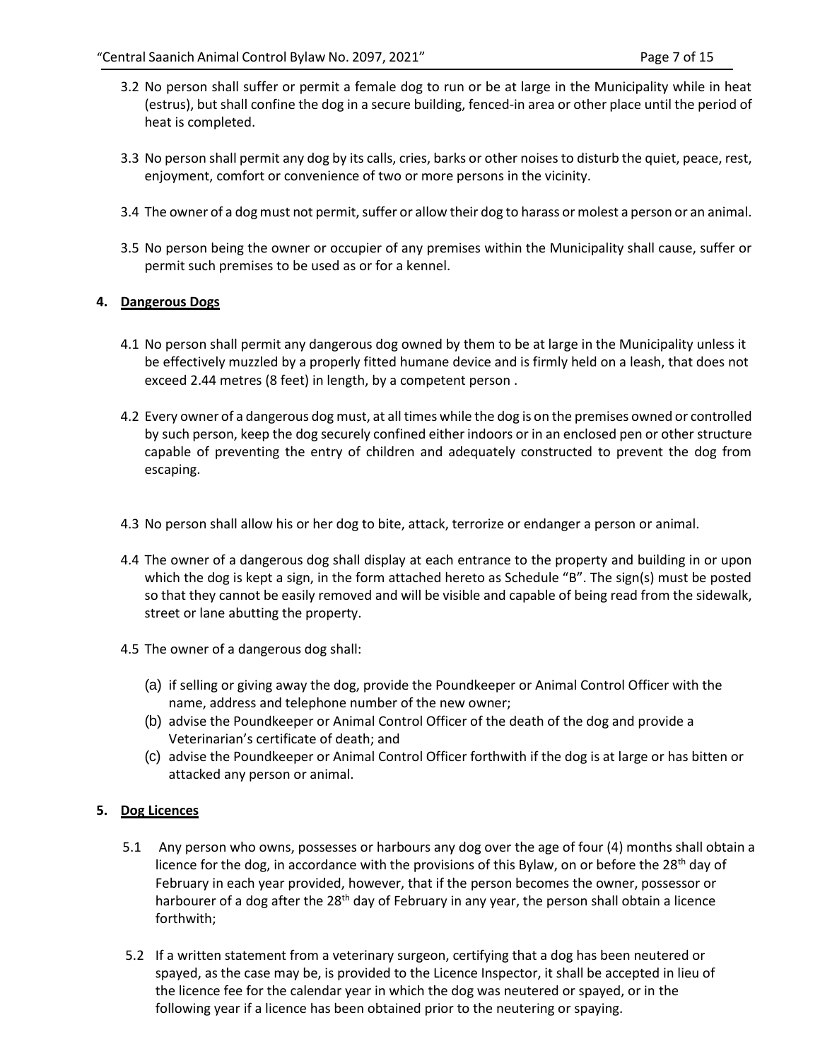3.2 No person shall suffer or permit a female dog to run or be at large in the Municipality while in heat (estrus), but shall confine the dog in a secure building, fenced-in area or other place until the period of heat is completed.

3.3 No person shall permit any dog by its calls, cries, barks or other noises to disturb the quiet, peace, rest, enjoyment, comfort or convenience of two or more persons in the vicinity.

3.4 The owner of a dog must not permit, suffer or allow their dog to harass or molest a person or an animal.

3.5 No person being the owner or occupier of any premises within the Municipality shall cause, suffer or permit such premises to be used as or for a kennel.

## 4. Dangerous Dogs

4.1 No person shall permit any dangerous dog owned by them to be at large in the Municipality unless it be effectively muzzled by a properly fitted humane device and is firmly held on a leash, that does not exceed 2.44 metres (8 feet) in length, by a competent person .

4.2 Every owner of a dangerous dog must, at all times while the dog is on the premises owned or controlled by such person, keep the dog securely confined either indoors or in an enclosed pen or other structure capable of preventing the entry of children and adequately constructed to prevent the dog from escaping.

4.3 No person shall allow his or her dog to bite, attack, terrorize or endanger a person or animal.

4.4 The owner of a dangerous dog shall display at each entrance to the property and building in or upon which the dog is kept a sign, in the form attached hereto as Schedule "B". The sign(s) must be posted so that they cannot be easily removed and will be visible and capable of being read from the sidewalk, street or lane abutting the property.

4.5 The owner of a dangerous dog shall:

(a) if selling or giving away the dog, provide the Poundkeeper or Animal Control Officer with the name, address and telephone number of the new owner;
(b) advise the Poundkeeper or Animal Control Officer of the death of the dog and provide a Veterinarian's certificate of death; and
(c) advise the Poundkeeper or Animal Control Officer forthwith if the dog is at large or has bitten or attacked any person or animal.

## 5. Dog Licences

5.1 Any person who owns, possesses or harbours any dog over the age of four (4) months shall obtain a licence for the dog, in accordance with the provisions of this Bylaw, on or before the 28th day of February in each year provided, however, that if the person becomes the owner, possessor or harbourer of a dog after the 28th day of February in any year, the person shall obtain a licence forthwith;

5.2 If a written statement from a veterinary surgeon, certifying that a dog has been neutered or spayed, as the case may be, is provided to the Licence Inspector, it shall be accepted in lieu of the licence fee for the calendar year in which the dog was neutered or spayed, or in the following year if a licence has been obtained prior to the neutering or spaying.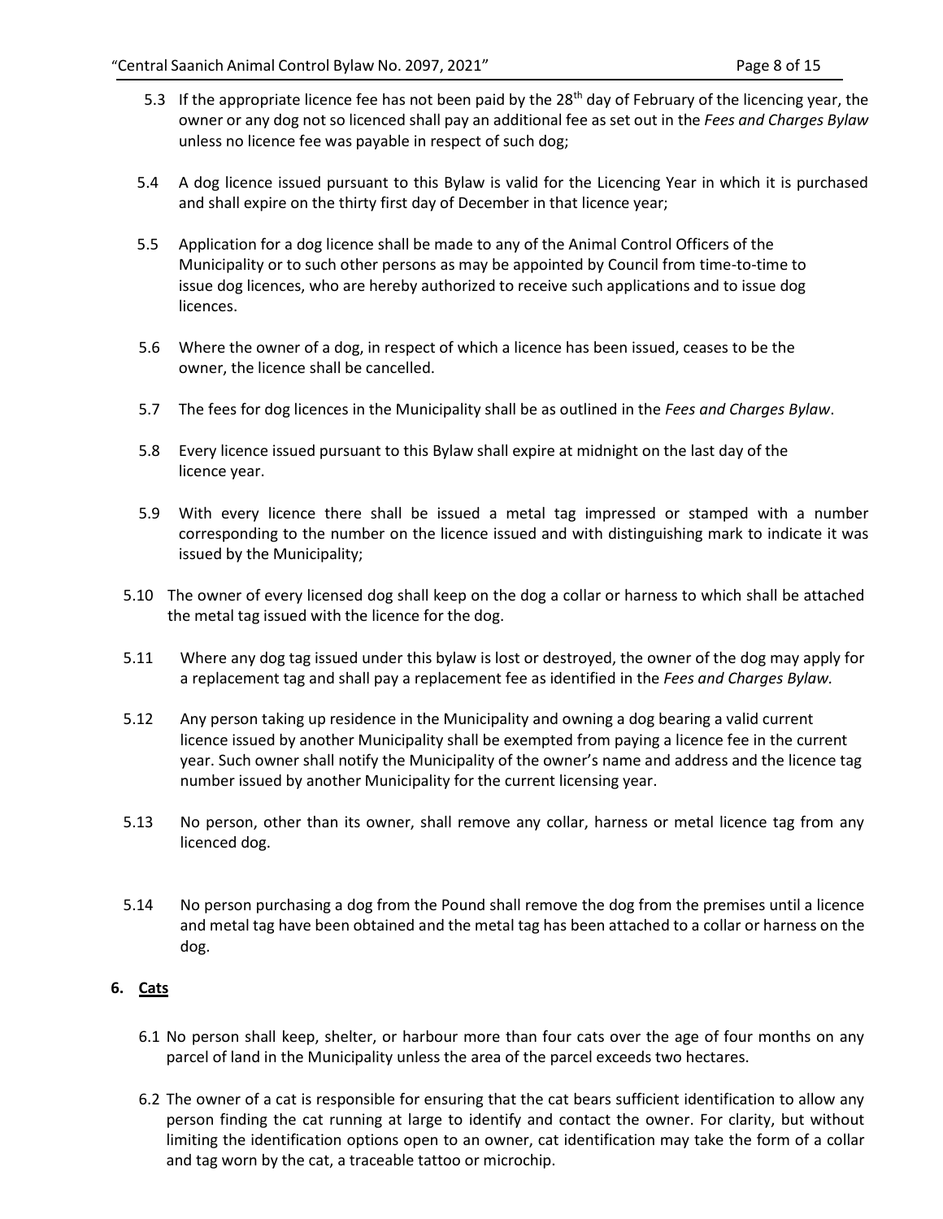5.3 If the appropriate licence fee has not been paid by the 28th day of February of the licencing year, the owner or any dog not so licenced shall pay an additional fee as set out in the *Fees and Charges Bylaw* unless no licence fee was payable in respect of such dog;

5.4 A dog licence issued pursuant to this Bylaw is valid for the Licencing Year in which it is purchased and shall expire on the thirty first day of December in that licence year;

5.5 Application for a dog licence shall be made to any of the Animal Control Officers of the Municipality or to such other persons as may be appointed by Council from time-to-time to issue dog licences, who are hereby authorized to receive such applications and to issue dog licences.

5.6 Where the owner of a dog, in respect of which a licence has been issued, ceases to be the owner, the licence shall be cancelled.

5.7 The fees for dog licences in the Municipality shall be as outlined in the *Fees and Charges Bylaw*.

5.8 Every licence issued pursuant to this Bylaw shall expire at midnight on the last day of the licence year.

5.9 With every licence there shall be issued a metal tag impressed or stamped with a number corresponding to the number on the licence issued and with distinguishing mark to indicate it was issued by the Municipality;

5.10 The owner of every licensed dog shall keep on the dog a collar or harness to which shall be attached the metal tag issued with the licence for the dog.

5.11 Where any dog tag issued under this bylaw is lost or destroyed, the owner of the dog may apply for a replacement tag and shall pay a replacement fee as identified in the *Fees and Charges Bylaw.*

5.12 Any person taking up residence in the Municipality and owning a dog bearing a valid current licence issued by another Municipality shall be exempted from paying a licence fee in the current year. Such owner shall notify the Municipality of the owner's name and address and the licence tag number issued by another Municipality for the current licensing year.

5.13 No person, other than its owner, shall remove any collar, harness or metal licence tag from any licenced dog.

5.14 No person purchasing a dog from the Pound shall remove the dog from the premises until a licence and metal tag have been obtained and the metal tag has been attached to a collar or harness on the dog.

## 6. Cats

6.1 No person shall keep, shelter, or harbour more than four cats over the age of four months on any parcel of land in the Municipality unless the area of the parcel exceeds two hectares.

6.2 The owner of a cat is responsible for ensuring that the cat bears sufficient identification to allow any person finding the cat running at large to identify and contact the owner. For clarity, but without limiting the identification options open to an owner, cat identification may take the form of a collar and tag worn by the cat, a traceable tattoo or microchip.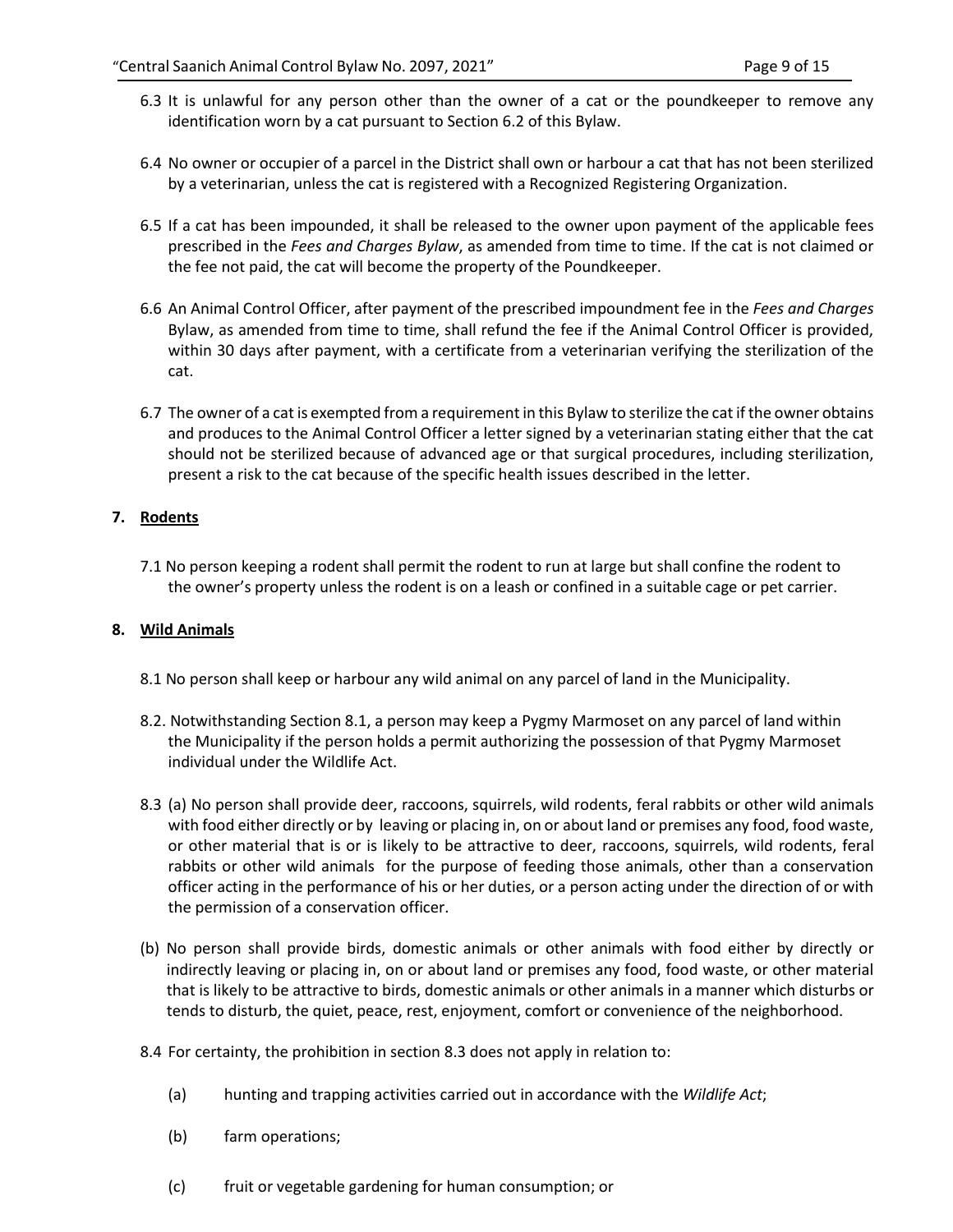6.3 It is unlawful for any person other than the owner of a cat or the poundkeeper to remove any identification worn by a cat pursuant to Section 6.2 of this Bylaw.

6.4 No owner or occupier of a parcel in the District shall own or harbour a cat that has not been sterilized by a veterinarian, unless the cat is registered with a Recognized Registering Organization.

6.5 If a cat has been impounded, it shall be released to the owner upon payment of the applicable fees prescribed in the *Fees and Charges Bylaw*, as amended from time to time. If the cat is not claimed or the fee not paid, the cat will become the property of the Poundkeeper.

6.6 An Animal Control Officer, after payment of the prescribed impoundment fee in the *Fees and Charges* Bylaw, as amended from time to time, shall refund the fee if the Animal Control Officer is provided, within 30 days after payment, with a certificate from a veterinarian verifying the sterilization of the cat.

6.7 The owner of a cat is exempted from a requirement in this Bylaw to sterilize the cat if the owner obtains and produces to the Animal Control Officer a letter signed by a veterinarian stating either that the cat should not be sterilized because of advanced age or that surgical procedures, including sterilization, present a risk to the cat because of the specific health issues described in the letter.

## 7. Rodents

7.1 No person keeping a rodent shall permit the rodent to run at large but shall confine the rodent to the owner's property unless the rodent is on a leash or confined in a suitable cage or pet carrier.

## 8. Wild Animals

8.1 No person shall keep or harbour any wild animal on any parcel of land in the Municipality.

8.2. Notwithstanding Section 8.1, a person may keep a Pygmy Marmoset on any parcel of land within the Municipality if the person holds a permit authorizing the possession of that Pygmy Marmoset individual under the Wildlife Act.

8.3 (a) No person shall provide deer, raccoons, squirrels, wild rodents, feral rabbits or other wild animals with food either directly or by leaving or placing in, on or about land or premises any food, food waste, or other material that is or is likely to be attractive to deer, raccoons, squirrels, wild rodents, feral rabbits or other wild animals for the purpose of feeding those animals, other than a conservation officer acting in the performance of his or her duties, or a person acting under the direction of or with the permission of a conservation officer.

(b) No person shall provide birds, domestic animals or other animals with food either by directly or indirectly leaving or placing in, on or about land or premises any food, food waste, or other material that is likely to be attractive to birds, domestic animals or other animals in a manner which disturbs or tends to disturb, the quiet, peace, rest, enjoyment, comfort or convenience of the neighborhood.

8.4 For certainty, the prohibition in section 8.3 does not apply in relation to:

(a) hunting and trapping activities carried out in accordance with the *Wildlife Act*;

(b) farm operations;

(c) fruit or vegetable gardening for human consumption; or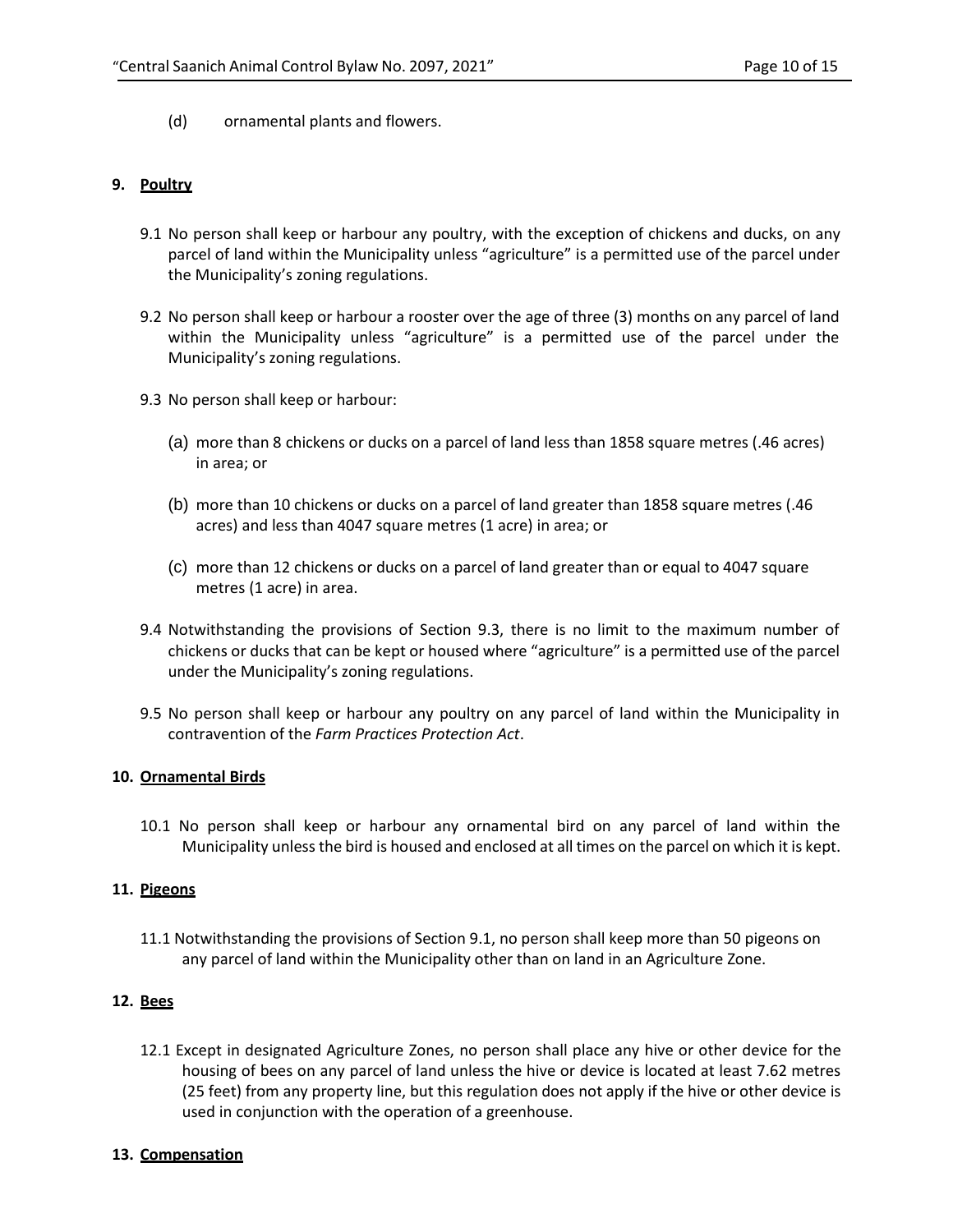(d) ornamental plants and flowers.

## 9. Poultry

9.1 No person shall keep or harbour any poultry, with the exception of chickens and ducks, on any parcel of land within the Municipality unless "agriculture" is a permitted use of the parcel under the Municipality's zoning regulations.

9.2 No person shall keep or harbour a rooster over the age of three (3) months on any parcel of land within the Municipality unless "agriculture" is a permitted use of the parcel under the Municipality's zoning regulations.

9.3 No person shall keep or harbour:

(a) more than 8 chickens or ducks on a parcel of land less than 1858 square metres (.46 acres) in area; or

(b) more than 10 chickens or ducks on a parcel of land greater than 1858 square metres (.46 acres) and less than 4047 square metres (1 acre) in area; or

(c) more than 12 chickens or ducks on a parcel of land greater than or equal to 4047 square metres (1 acre) in area.

9.4 Notwithstanding the provisions of Section 9.3, there is no limit to the maximum number of chickens or ducks that can be kept or housed where "agriculture" is a permitted use of the parcel under the Municipality's zoning regulations.

9.5 No person shall keep or harbour any poultry on any parcel of land within the Municipality in contravention of the *Farm Practices Protection Act*.

## 10. Ornamental Birds

10.1 No person shall keep or harbour any ornamental bird on any parcel of land within the Municipality unless the bird is housed and enclosed at all times on the parcel on which it is kept.

## 11. Pigeons

11.1 Notwithstanding the provisions of Section 9.1, no person shall keep more than 50 pigeons on any parcel of land within the Municipality other than on land in an Agriculture Zone.

## 12. Bees

12.1 Except in designated Agriculture Zones, no person shall place any hive or other device for the housing of bees on any parcel of land unless the hive or device is located at least 7.62 metres (25 feet) from any property line, but this regulation does not apply if the hive or other device is used in conjunction with the operation of a greenhouse.

## 13. Compensation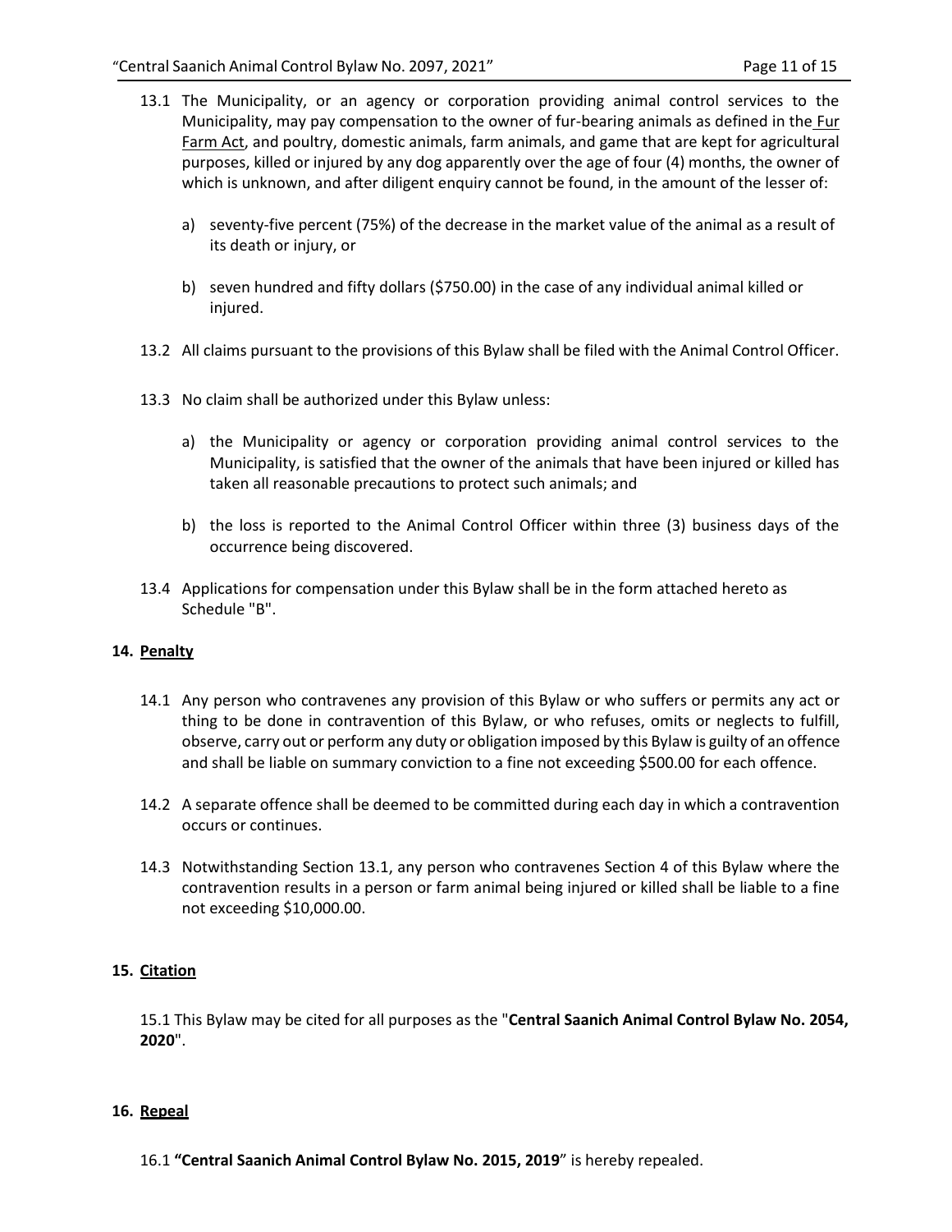13.1 The Municipality, or an agency or corporation providing animal control services to the Municipality, may pay compensation to the owner of fur-bearing animals as defined in the Fur Farm Act, and poultry, domestic animals, farm animals, and game that are kept for agricultural purposes, killed or injured by any dog apparently over the age of four (4) months, the owner of which is unknown, and after diligent enquiry cannot be found, in the amount of the lesser of:

a) seventy-five percent (75%) of the decrease in the market value of the animal as a result of its death or injury, or

b) seven hundred and fifty dollars ($750.00) in the case of any individual animal killed or injured.

13.2 All claims pursuant to the provisions of this Bylaw shall be filed with the Animal Control Officer.

13.3 No claim shall be authorized under this Bylaw unless:

a) the Municipality or agency or corporation providing animal control services to the Municipality, is satisfied that the owner of the animals that have been injured or killed has taken all reasonable precautions to protect such animals; and

b) the loss is reported to the Animal Control Officer within three (3) business days of the occurrence being discovered.

13.4 Applications for compensation under this Bylaw shall be in the form attached hereto as Schedule "B".

## 14. Penalty

14.1 Any person who contravenes any provision of this Bylaw or who suffers or permits any act or thing to be done in contravention of this Bylaw, or who refuses, omits or neglects to fulfill, observe, carry out or perform any duty or obligation imposed by this Bylaw is guilty of an offence and shall be liable on summary conviction to a fine not exceeding $500.00 for each offence.

14.2 A separate offence shall be deemed to be committed during each day in which a contravention occurs or continues.

14.3 Notwithstanding Section 13.1, any person who contravenes Section 4 of this Bylaw where the contravention results in a person or farm animal being injured or killed shall be liable to a fine not exceeding $10,000.00.

## 15. Citation

15.1 This Bylaw may be cited for all purposes as the "**Central Saanich Animal Control Bylaw No. 2054, 2020**".

## 16. Repeal

16.1 **"Central Saanich Animal Control Bylaw No. 2015, 2019**" is hereby repealed.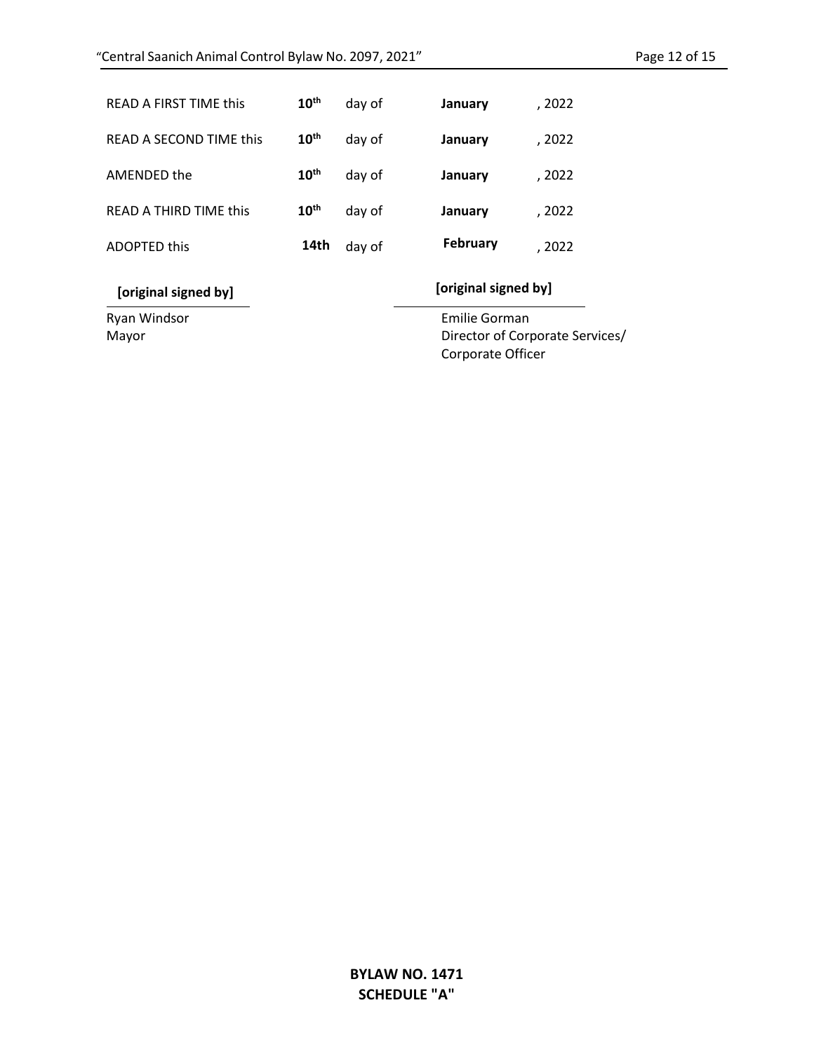| | | | | |
|---|---|---|---|---|
| READ A FIRST TIME this | 10th | day of | **January** | , 2022 |
| READ A SECOND TIME this | 10th | day of | **January** | , 2022 |
| AMENDED the | 10th | day of | **January** | , 2022 |
| READ A THIRD TIME this | 10th | day of | **January** | , 2022 |
| ADOPTED this | 14th | day of | **February** | , 2022 |

**[original signed by]**

Ryan Windsor
Mayor

**[original signed by]**

Emilie Gorman
Director of Corporate Services/
Corporate Officer

**BYLAW NO. 1471**
**SCHEDULE "A"**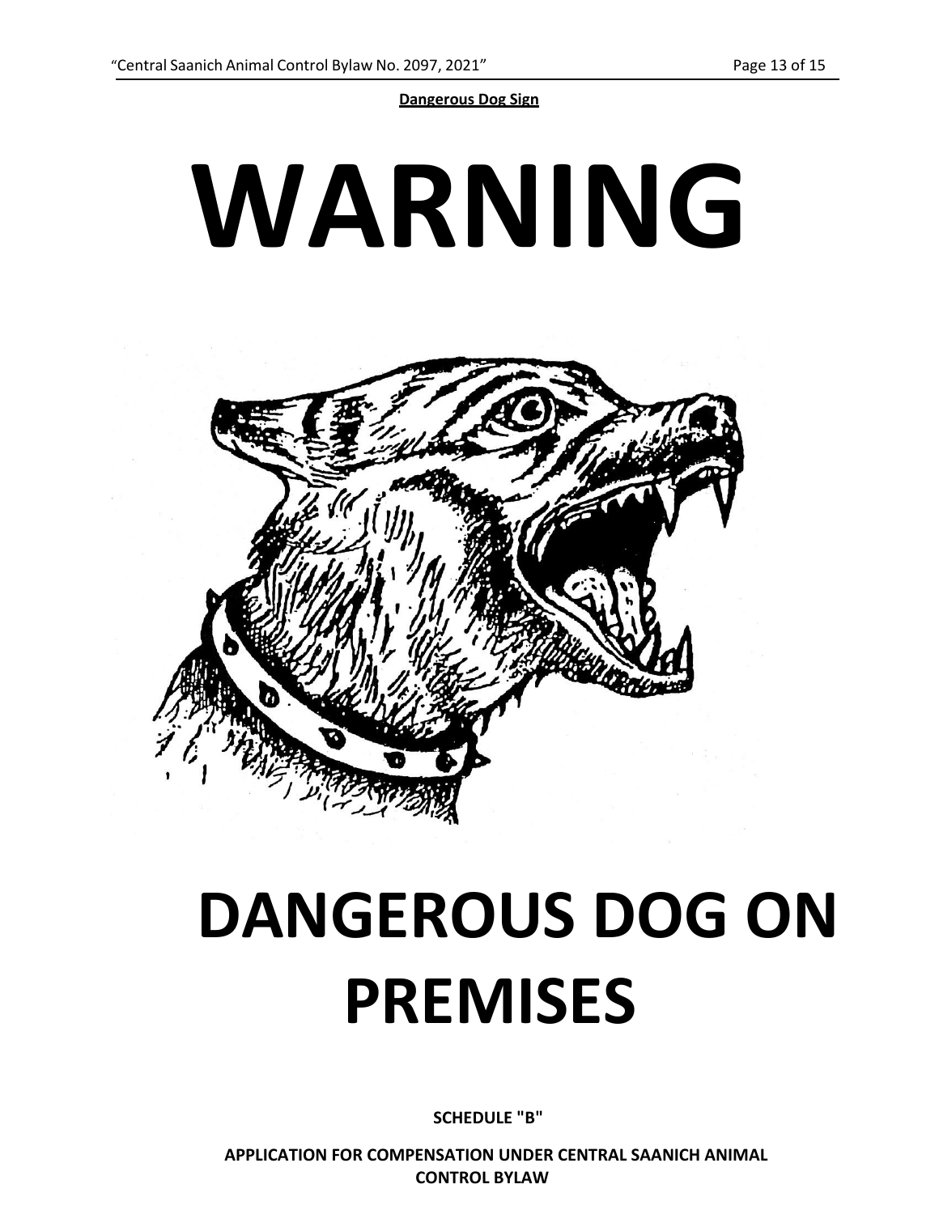**Dangerous Dog Sign**

# WARNING

# DANGEROUS DOG ON PREMISES

**SCHEDULE "B"**

**APPLICATION FOR COMPENSATION UNDER CENTRAL SAANICH ANIMAL CONTROL BYLAW**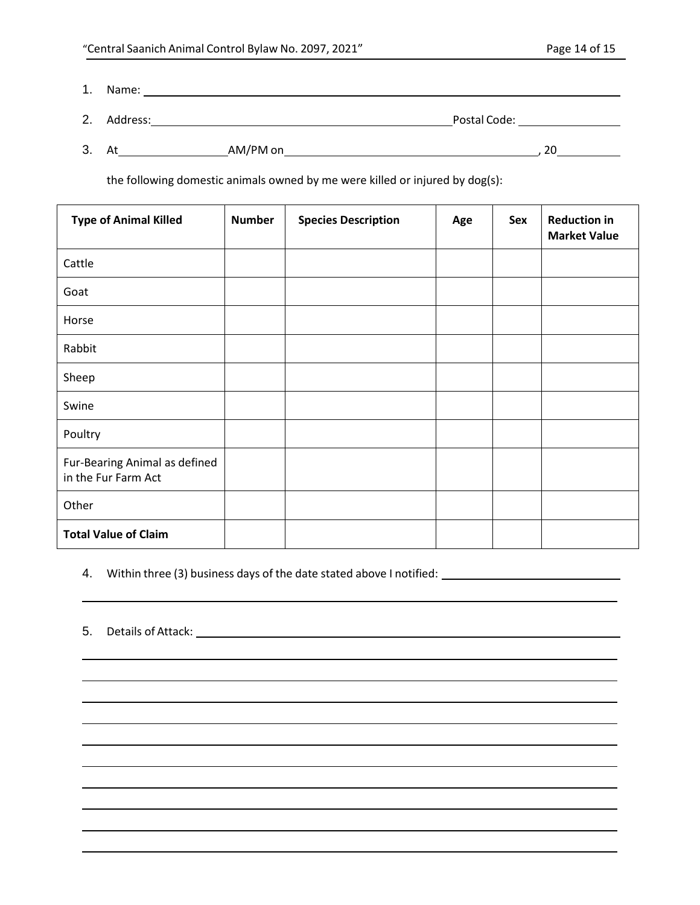1. Name: ______________________________________________________________

2. Address: ______________________________________ Postal Code: ______________

3. At ______________ AM/PM on __________________________________, 20________

   the following domestic animals owned by me were killed or injured by dog(s):

| Type of Animal Killed | Number | Species Description | Age | Sex | Reduction in Market Value |
|---|---|---|---|---|---|
| Cattle | | | | | |
| Goat | | | | | |
| Horse | | | | | |
| Rabbit | | | | | |
| Sheep | | | | | |
| Swine | | | | | |
| Poultry | | | | | |
| Fur-Bearing Animal as defined in the Fur Farm Act | | | | | |
| Other | | | | | |
| **Total Value of Claim** | | | | | |

4. Within three (3) business days of the date stated above I notified: ______________________

   ______________________________________________________________________

5. Details of Attack: ______________________________________________________

   ______________________________________________________________________

   ______________________________________________________________________

   ______________________________________________________________________

   ______________________________________________________________________

   ______________________________________________________________________

   ______________________________________________________________________

   ______________________________________________________________________

   ______________________________________________________________________

   ______________________________________________________________________

   ______________________________________________________________________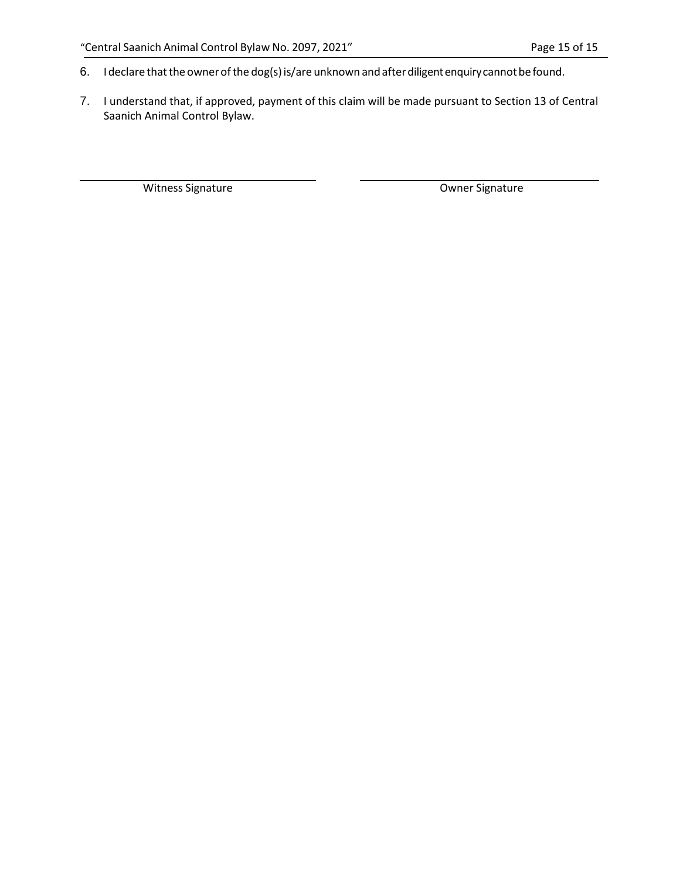6. I declare that the owner of the dog(s) is/are unknown and after diligent enquiry cannot be found.

7. I understand that, if approved, payment of this claim will be made pursuant to Section 13 of Central Saanich Animal Control Bylaw.

| | |
|---|---|
| \_\_\_\_\_\_\_\_\_\_\_\_\_\_\_\_\_\_\_\_\_\_\_\_\_\_\_\_\_\_ | \_\_\_\_\_\_\_\_\_\_\_\_\_\_\_\_\_\_\_\_\_\_\_\_\_\_\_\_\_\_ |
| Witness Signature | Owner Signature |